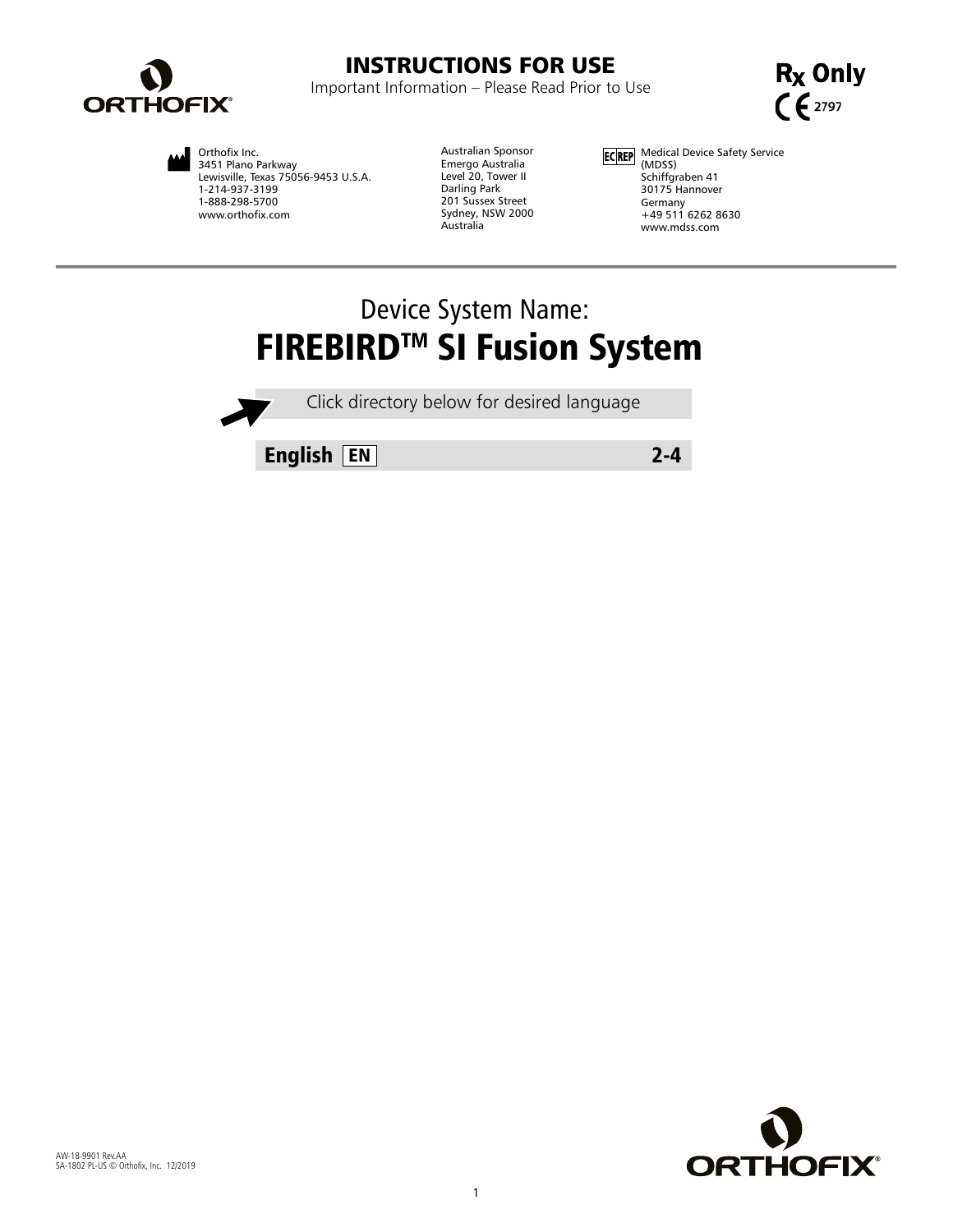# INSTRUCTIONS FOR USE

Important Information – Please Read Prior to Use

Rx Only

CE 2797

Orthofix Inc.
3451 Plano Parkway
Lewisville, Texas 75056-9453 U.S.A.
1-214-937-3199
1-888-298-5700
www.orthofix.com

Australian Sponsor
Emergo Australia
Level 20, Tower II
Darling Park
201 Sussex Street
Sydney, NSW 2000
Australia

EC REP Medical Device Safety Service (MDSS)
Schiffgraben 41
30175 Hannover
Germany
+49 511 6262 8630
www.mdss.com

---

Device System Name:

## FIREBIRD™ SI Fusion System

Click directory below for desired language

| **English** EN | **2-4** |
|---|---|

AW-18-9901 Rev.AA
SA-1802 PL-US © Orthofix, Inc. 12/2019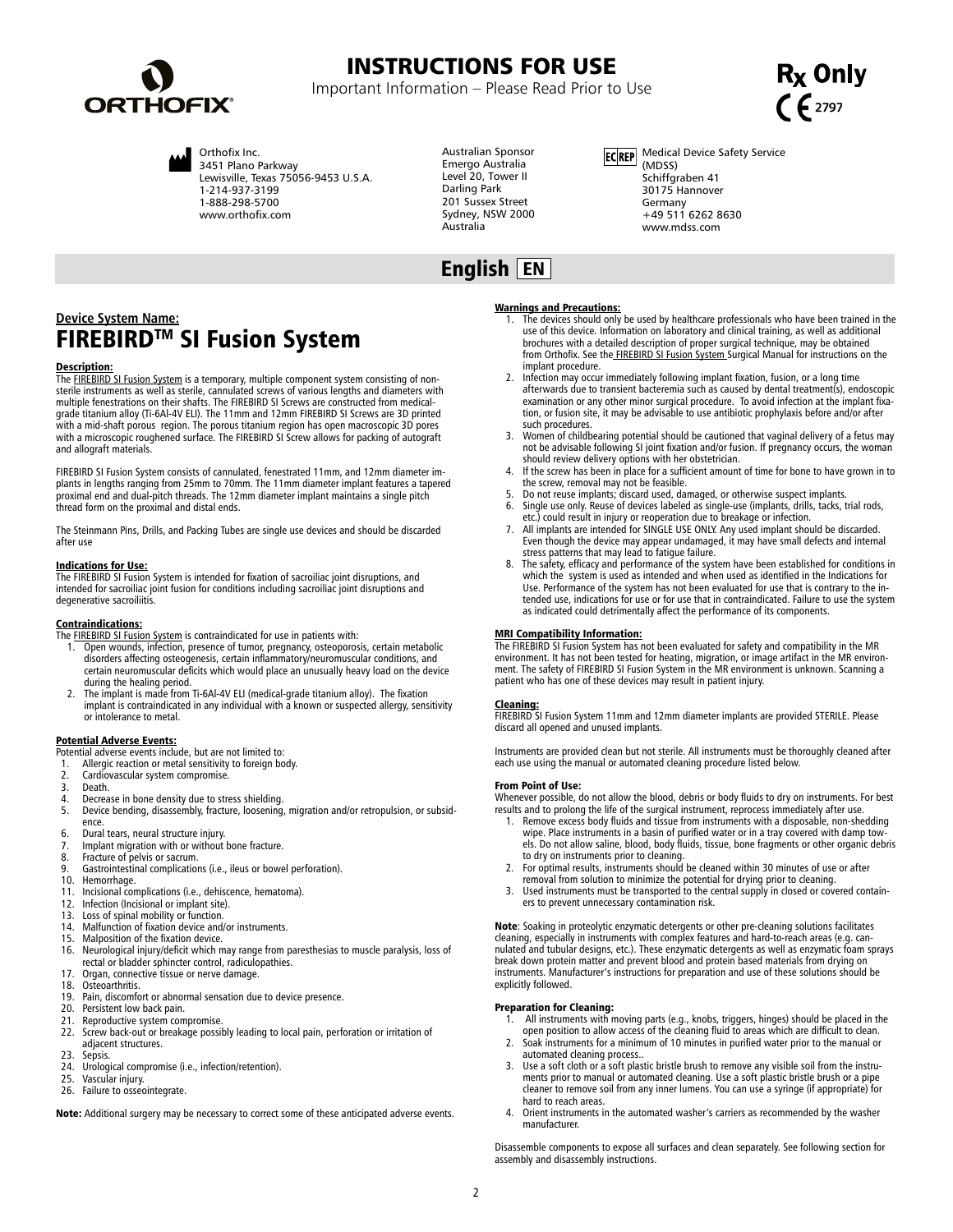# INSTRUCTIONS FOR USE

Important Information – Please Read Prior to Use

**Rx Only**

CE 2797

Orthofix Inc.
3451 Plano Parkway
Lewisville, Texas 75056-9453 U.S.A.
1-214-937-3199
1-888-298-5700
www.orthofix.com

Australian Sponsor
Emergo Australia
Level 20, Tower II
Darling Park
201 Sussex Street
Sydney, NSW 2000
Australia

EC REP Medical Device Safety Service (MDSS)
Schiffgraben 41
30175 Hannover
Germany
+49 511 6262 8630
www.mdss.com

## English EN

**Device System Name:**

# FIREBIRD™ SI Fusion System

**Description:**

The FIREBIRD SI Fusion System is a temporary, multiple component system consisting of non-sterile instruments as well as sterile, cannulated screws of various lengths and diameters with multiple fenestrations on their shafts. The FIREBIRD SI Screws are constructed from medical-grade titanium alloy (Ti-6Al-4V ELI). The 11mm and 12mm FIREBIRD SI Screws are 3D printed with a mid-shaft porous region. The porous titanium region has open macroscopic 3D pores with a microscopic roughened surface. The FIREBIRD SI Screw allows for packing of autograft and allograft materials.

FIREBIRD SI Fusion System consists of cannulated, fenestrated 11mm, and 12mm diameter implants in lengths ranging from 25mm to 70mm. The 11mm diameter implant features a tapered proximal end and dual-pitch threads. The 12mm diameter implant maintains a single pitch thread form on the proximal and distal ends.

The Steinmann Pins, Drills, and Packing Tubes are single use devices and should be discarded after use

**Indications for Use:**

The FIREBIRD SI Fusion System is intended for fixation of sacroiliac joint disruptions, and intended for sacroiliac joint fusion for conditions including sacroiliac joint disruptions and degenerative sacroiliitis.

**Contraindications:**

The FIREBIRD SI Fusion System is contraindicated for use in patients with:

1. Open wounds, infection, presence of tumor, pregnancy, osteoporosis, certain metabolic disorders affecting osteogenesis, certain inflammatory/neuromuscular conditions, and certain neuromuscular deficits which would place an unusually heavy load on the device during the healing period.
2. The implant is made from Ti-6Al-4V ELI (medical-grade titanium alloy). The fixation implant is contraindicated in any individual with a known or suspected allergy, sensitivity or intolerance to metal.

**Potential Adverse Events:**

Potential adverse events include, but are not limited to:

1. Allergic reaction or metal sensitivity to foreign body.
2. Cardiovascular system compromise.
3. Death.
4. Decrease in bone density due to stress shielding.
5. Device bending, disassembly, fracture, loosening, migration and/or retropulsion, or subsidence.
6. Dural tears, neural structure injury.
7. Implant migration with or without bone fracture.
8. Fracture of pelvis or sacrum.
9. Gastrointestinal complications (i.e., ileus or bowel perforation).
10. Hemorrhage.
11. Incisional complications (i.e., dehiscence, hematoma).
12. Infection (Incisional or implant site).
13. Loss of spinal mobility or function.
14. Malfunction of fixation device and/or instruments.
15. Malposition of the fixation device.
16. Neurological injury/deficit which may range from paresthesias to muscle paralysis, loss of rectal or bladder sphincter control, radiculopathies.
17. Organ, connective tissue or nerve damage.
18. Osteoarthritis.
19. Pain, discomfort or abnormal sensation due to device presence.
20. Persistent low back pain.
21. Reproductive system compromise.
22. Screw back-out or breakage possibly leading to local pain, perforation or irritation of adjacent structures.
23. Sepsis.
24. Urological compromise (i.e., infection/retention).
25. Vascular injury.
26. Failure to osseointegrate.

**Note:** Additional surgery may be necessary to correct some of these anticipated adverse events.

**Warnings and Precautions:**

1. The devices should only be used by healthcare professionals who have been trained in the use of this device. Information on laboratory and clinical training, as well as additional brochures with a detailed description of proper surgical technique, may be obtained from Orthofix. See the FIREBIRD SI Fusion System Surgical Manual for instructions on the implant procedure.
2. Infection may occur immediately following implant fixation, fusion, or a long time afterwards due to transient bacteremia such as caused by dental treatment(s), endoscopic examination or any other minor surgical procedure. To avoid infection at the implant fixation, or fusion site, it may be advisable to use antibiotic prophylaxis before and/or after such procedures.
3. Women of childbearing potential should be cautioned that vaginal delivery of a fetus may not be advisable following SI joint fixation and/or fusion. If pregnancy occurs, the woman should review delivery options with her obstetrician.
4. If the screw has been in place for a sufficient amount of time for bone to have grown in to the screw, removal may not be feasible.
5. Do not reuse implants; discard used, damaged, or otherwise suspect implants.
6. Single use only. Reuse of devices labeled as single-use (implants, drills, tacks, trial rods, etc.) could result in injury or reoperation due to breakage or infection.
7. All implants are intended for SINGLE USE ONLY. Any used implant should be discarded. Even though the device may appear undamaged, it may have small defects and internal stress patterns that may lead to fatigue failure.
8. The safety, efficacy and performance of the system have been established for conditions in which the system is used as intended and when used as identified in the Indications for Use. Performance of the system has not been evaluated for use that is contrary to the intended use, indications for use or for use that in contraindicated. Failure to use the system as indicated could detrimentally affect the performance of its components.

**MRI Compatibility Information:**

The FIREBIRD SI Fusion System has not been evaluated for safety and compatibility in the MR environment. It has not been tested for heating, migration, or image artifact in the MR environment. The safety of FIREBIRD SI Fusion System in the MR environment is unknown. Scanning a patient who has one of these devices may result in patient injury.

**Cleaning:**

FIREBIRD SI Fusion System 11mm and 12mm diameter implants are provided STERILE. Please discard all opened and unused implants.

Instruments are provided clean but not sterile. All instruments must be thoroughly cleaned after each use using the manual or automated cleaning procedure listed below.

**From Point of Use:**

Whenever possible, do not allow the blood, debris or body fluids to dry on instruments. For best results and to prolong the life of the surgical instrument, reprocess immediately after use.

1. Remove excess body fluids and tissue from instruments with a disposable, non-shedding wipe. Place instruments in a basin of purified water or in a tray covered with damp towels. Do not allow saline, blood, body fluids, tissue, bone fragments or other organic debris to dry on instruments prior to cleaning.
2. For optimal results, instruments should be cleaned within 30 minutes of use or after removal from solution to minimize the potential for drying prior to cleaning.
3. Used instruments must be transported to the central supply in closed or covered containers to prevent unnecessary contamination risk.

**Note**: Soaking in proteolytic enzymatic detergents or other pre-cleaning solutions facilitates cleaning, especially in instruments with complex features and hard-to-reach areas (e.g. cannulated and tubular designs, etc.). These enzymatic detergents as well as enzymatic foam sprays break down protein matter and prevent blood and protein based materials from drying on instruments. Manufacturer's instructions for preparation and use of these solutions should be explicitly followed.

**Preparation for Cleaning:**

1. All instruments with moving parts (e.g., knobs, triggers, hinges) should be placed in the open position to allow access of the cleaning fluid to areas which are difficult to clean.
2. Soak instruments for a minimum of 10 minutes in purified water prior to the manual or automated cleaning process..
3. Use a soft cloth or a soft plastic bristle brush to remove any visible soil from the instruments prior to manual or automated cleaning. Use a soft plastic bristle brush or a pipe cleaner to remove soil from any inner lumens. You can use a syringe (if appropriate) for hard to reach areas.
4. Orient instruments in the automated washer's carriers as recommended by the washer manufacturer.

Disassemble components to expose all surfaces and clean separately. See following section for assembly and disassembly instructions.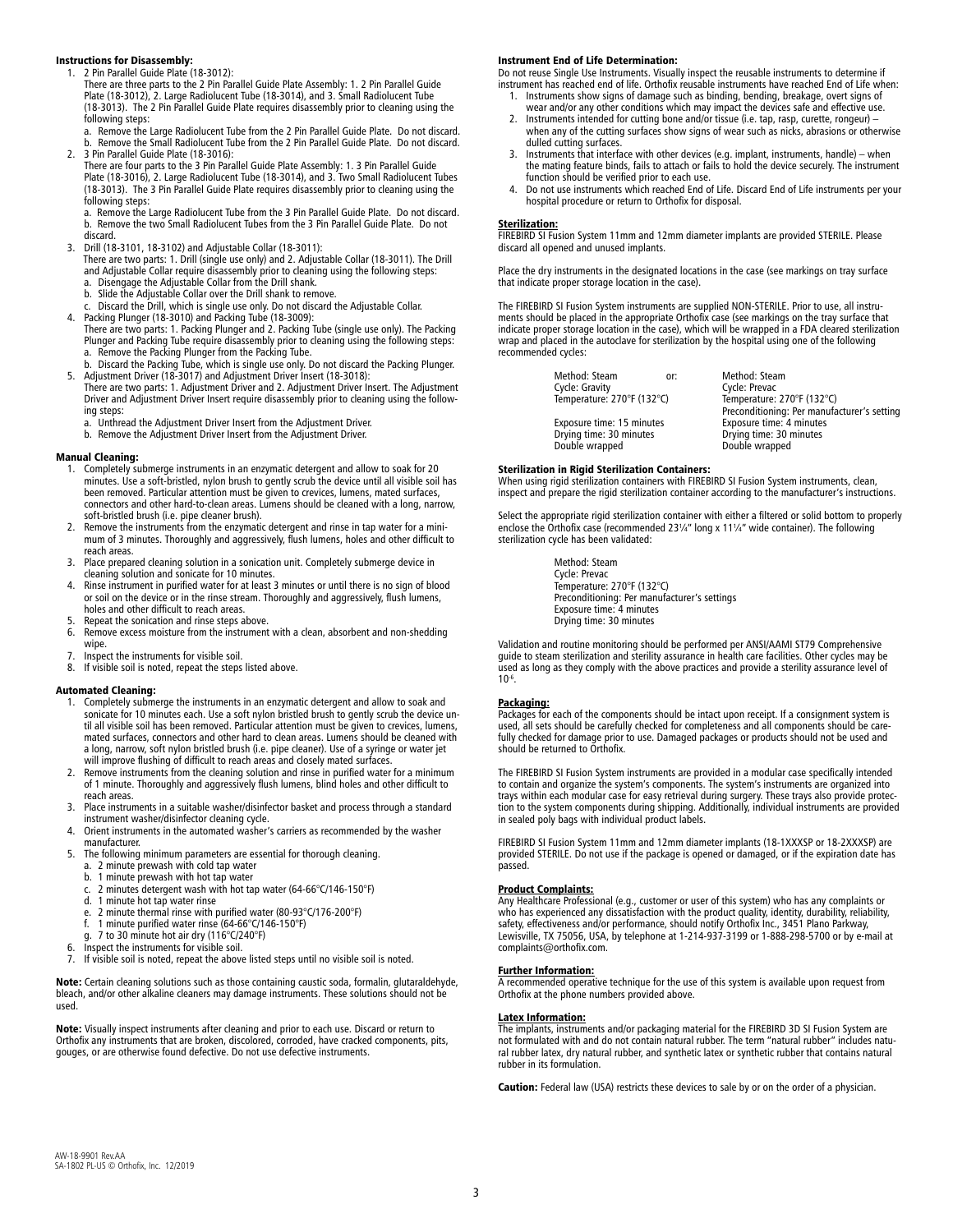### Instructions for Disassembly:

1. 2 Pin Parallel Guide Plate (18-3012):
   There are three parts to the 2 Pin Parallel Guide Plate Assembly: 1. 2 Pin Parallel Guide Plate (18-3012), 2. Large Radiolucent Tube (18-3014), and 3. Small Radiolucent Tube (18-3013). The 2 Pin Parallel Guide Plate requires disassembly prior to cleaning using the following steps:
   a. Remove the Large Radiolucent Tube from the 2 Pin Parallel Guide Plate. Do not discard.
   b. Remove the Small Radiolucent Tube from the 2 Pin Parallel Guide Plate. Do not discard.
2. 3 Pin Parallel Guide Plate (18-3016):
   There are four parts to the 3 Pin Parallel Guide Plate Assembly: 1. 3 Pin Parallel Guide Plate (18-3016), 2. Large Radiolucent Tube (18-3014), and 3. Two Small Radiolucent Tubes (18-3013). The 3 Pin Parallel Guide Plate requires disassembly prior to cleaning using the following steps:
   a. Remove the Large Radiolucent Tube from the 3 Pin Parallel Guide Plate. Do not discard.
   b. Remove the two Small Radiolucent Tubes from the 3 Pin Parallel Guide Plate. Do not discard.
3. Drill (18-3101, 18-3102) and Adjustable Collar (18-3011):
   There are two parts: 1. Drill (single use only) and 2. Adjustable Collar (18-3011). The Drill and Adjustable Collar require disassembly prior to cleaning using the following steps:
   a. Disengage the Adjustable Collar from the Drill shank.
   b. Slide the Adjustable Collar over the Drill shank to remove.
   c. Discard the Drill, which is single use only. Do not discard the Adjustable Collar.
4. Packing Plunger (18-3010) and Packing Tube (18-3009):
   There are two parts: 1. Packing Plunger and 2. Packing Tube (single use only). The Packing Plunger and Packing Tube require disassembly prior to cleaning using the following steps:
   a. Remove the Packing Plunger from the Packing Tube.
   b. Discard the Packing Tube, which is single use only. Do not discard the Packing Plunger.
5. Adjustment Driver (18-3017) and Adjustment Driver Insert (18-3018):
   There are two parts: 1. Adjustment Driver and 2. Adjustment Driver Insert. The Adjustment Driver and Adjustment Driver Insert require disassembly prior to cleaning using the following steps:
   a. Unthread the Adjustment Driver Insert from the Adjustment Driver.
   b. Remove the Adjustment Driver Insert from the Adjustment Driver.

### Manual Cleaning:

1. Completely submerge instruments in an enzymatic detergent and allow to soak for 20 minutes. Use a soft-bristled, nylon brush to gently scrub the device until all visible soil has been removed. Particular attention must be given to crevices, lumens, mated surfaces, connectors and other hard-to-clean areas. Lumens should be cleaned with a long, narrow, soft-bristled brush (i.e. pipe cleaner brush).
2. Remove the instruments from the enzymatic detergent and rinse in tap water for a minimum of 3 minutes. Thoroughly and aggressively, flush lumens, holes and other difficult to reach areas.
3. Place prepared cleaning solution in a sonication unit. Completely submerge device in cleaning solution and sonicate for 10 minutes.
4. Rinse instrument in purified water for at least 3 minutes or until there is no sign of blood or soil on the device or in the rinse stream. Thoroughly and aggressively, flush lumens, holes and other difficult to reach areas.
5. Repeat the sonication and rinse steps above.
6. Remove excess moisture from the instrument with a clean, absorbent and non-shedding wipe.
7. Inspect the instruments for visible soil.
8. If visible soil is noted, repeat the steps listed above.

### Automated Cleaning:

1. Completely submerge the instruments in an enzymatic detergent and allow to soak and sonicate for 10 minutes each. Use a soft nylon bristled brush to gently scrub the device until all visible soil has been removed. Particular attention must be given to crevices, lumens, mated surfaces, connectors and other hard to clean areas. Lumens should be cleaned with a long, narrow, soft nylon bristled brush (i.e. pipe cleaner). Use of a syringe or water jet will improve flushing of difficult to reach areas and closely mated surfaces.
2. Remove instruments from the cleaning solution and rinse in purified water for a minimum of 1 minute. Thoroughly and aggressively flush lumens, blind holes and other difficult to reach areas.
3. Place instruments in a suitable washer/disinfector basket and process through a standard instrument washer/disinfector cleaning cycle.
4. Orient instruments in the automated washer's carriers as recommended by the washer manufacturer.
5. The following minimum parameters are essential for thorough cleaning.
   a. 2 minute prewash with cold tap water
   b. 1 minute prewash with hot tap water
   c. 2 minutes detergent wash with hot tap water (64-66°C/146-150°F)
   d. 1 minute hot tap water rinse
   e. 2 minute thermal rinse with purified water (80-93°C/176-200°F)
   f. 1 minute purified water rinse (64-66°C/146-150°F)
   g. 7 to 30 minute hot air dry (116°C/240°F)
6. Inspect the instruments for visible soil.
7. If visible soil is noted, repeat the above listed steps until no visible soil is noted.

**Note:** Certain cleaning solutions such as those containing caustic soda, formalin, glutaraldehyde, bleach, and/or other alkaline cleaners may damage instruments. These solutions should not be used.

**Note:** Visually inspect instruments after cleaning and prior to each use. Discard or return to Orthofix any instruments that are broken, discolored, corroded, have cracked components, pits, gouges, or are otherwise found defective. Do not use defective instruments.

### Instrument End of Life Determination:

Do not reuse Single Use Instruments. Visually inspect the reusable instruments to determine if instrument has reached end of life. Orthofix reusable instruments have reached End of Life when:

1. Instruments show signs of damage such as binding, bending, breakage, overt signs of wear and/or any other conditions which may impact the devices safe and effective use.
2. Instruments intended for cutting bone and/or tissue (i.e. tap, rasp, curette, rongeur) – when any of the cutting surfaces show signs of wear such as nicks, abrasions or otherwise dulled cutting surfaces.
3. Instruments that interface with other devices (e.g. implant, instruments, handle) – when the mating feature binds, fails to attach or fails to hold the device securely. The instrument function should be verified prior to each use.
4. Do not use instruments which reached End of Life. Discard End of Life instruments per your hospital procedure or return to Orthofix for disposal.

### Sterilization:

FIREBIRD SI Fusion System 11mm and 12mm diameter implants are provided STERILE. Please discard all opened and unused implants.

Place the dry instruments in the designated locations in the case (see markings on tray surface that indicate proper storage location in the case).

The FIREBIRD SI Fusion System instruments are supplied NON-STERILE. Prior to use, all instruments should be placed in the appropriate Orthofix case (see markings on the tray surface that indicate proper storage location in the case), which will be wrapped in a FDA cleared sterilization wrap and placed in the autoclave for sterilization by the hospital using one of the following recommended cycles:

| | or: | |
|---|---|---|
| Method: Steam | | Method: Steam |
| Cycle: Gravity | | Cycle: Prevac |
| Temperature: 270°F (132°C) | | Temperature: 270°F (132°C) |
| | | Preconditioning: Per manufacturer's setting |
| Exposure time: 15 minutes | | Exposure time: 4 minutes |
| Drying time: 30 minutes | | Drying time: 30 minutes |
| Double wrapped | | Double wrapped |

### Sterilization in Rigid Sterilization Containers:

When using rigid sterilization containers with FIREBIRD SI Fusion System instruments, clean, inspect and prepare the rigid sterilization container according to the manufacturer's instructions.

Select the appropriate rigid sterilization container with either a filtered or solid bottom to properly enclose the Orthofix case (recommended 23¼" long x 11¼" wide container). The following sterilization cycle has been validated:

Method: Steam
Cycle: Prevac
Temperature: 270°F (132°C)
Preconditioning: Per manufacturer's settings
Exposure time: 4 minutes
Drying time: 30 minutes

Validation and routine monitoring should be performed per ANSI/AAMI ST79 Comprehensive guide to steam sterilization and sterility assurance in health care facilities. Other cycles may be used as long as they comply with the above practices and provide a sterility assurance level of $10^{-6}$.

### Packaging:

Packages for each of the components should be intact upon receipt. If a consignment system is used, all sets should be carefully checked for completeness and all components should be carefully checked for damage prior to use. Damaged packages or products should not be used and should be returned to Orthofix.

The FIREBIRD SI Fusion System instruments are provided in a modular case specifically intended to contain and organize the system's components. The system's instruments are organized into trays within each modular case for easy retrieval during surgery. These trays also provide protection to the system components during shipping. Additionally, individual instruments are provided in sealed poly bags with individual product labels.

FIREBIRD SI Fusion System 11mm and 12mm diameter implants (18-1XXXSP or 18-2XXXSP) are provided STERILE. Do not use if the package is opened or damaged, or if the expiration date has passed.

### Product Complaints:

Any Healthcare Professional (e.g., customer or user of this system) who has any complaints or who has experienced any dissatisfaction with the product quality, identity, durability, reliability, safety, effectiveness and/or performance, should notify Orthofix Inc., 3451 Plano Parkway, Lewisville, TX 75056, USA, by telephone at 1-214-937-3199 or 1-888-298-5700 or by e-mail at complaints@orthofix.com.

### Further Information:

A recommended operative technique for the use of this system is available upon request from Orthofix at the phone numbers provided above.

### Latex Information:

The implants, instruments and/or packaging material for the FIREBIRD 3D SI Fusion System are not formulated with and do not contain natural rubber. The term "natural rubber" includes natural rubber latex, dry natural rubber, and synthetic latex or synthetic rubber that contains natural rubber in its formulation.

**Caution:** Federal law (USA) restricts these devices to sale by or on the order of a physician.

AW-18-9901 Rev.AA
SA-1802 PL-US © Orthofix, Inc. 12/2019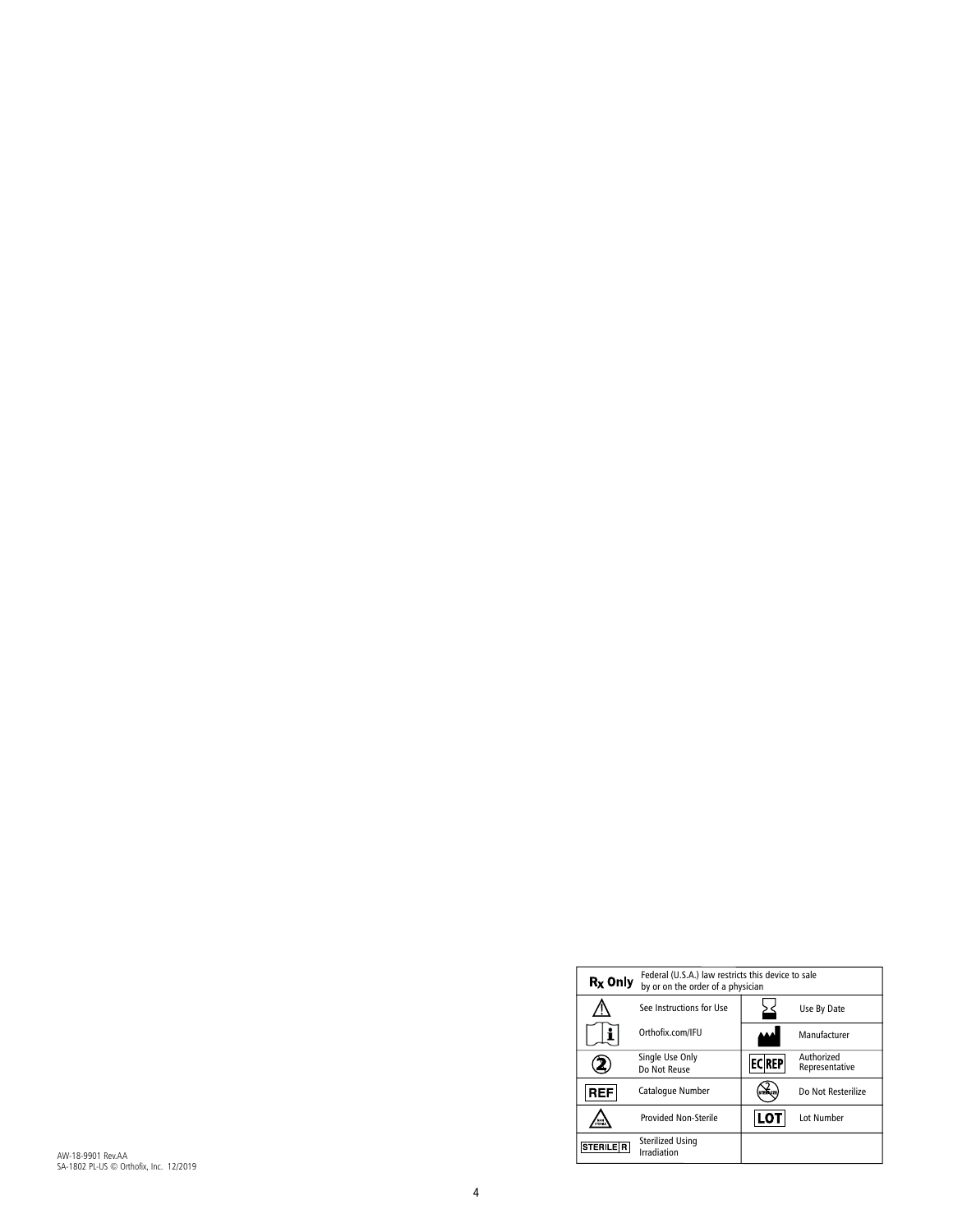| | | | |
|---|---|---|---|
| Rx Only | Federal (U.S.A.) law restricts this device to sale by or on the order of a physician | | |
| ⚠ | See Instructions for Use | ⧗ | Use By Date |
| i | Orthofix.com/IFU | | Manufacturer |
| ② | Single Use Only Do Not Reuse | EC REP | Authorized Representative |
| REF | Catalogue Number | | Do Not Resterilize |
| NON STERILE | Provided Non-Sterile | LOT | Lot Number |
| STERILE R | Sterilized Using Irradiation | | |

AW-18-9901 Rev.AA
SA-1802 PL-US © Orthofix, Inc. 12/2019